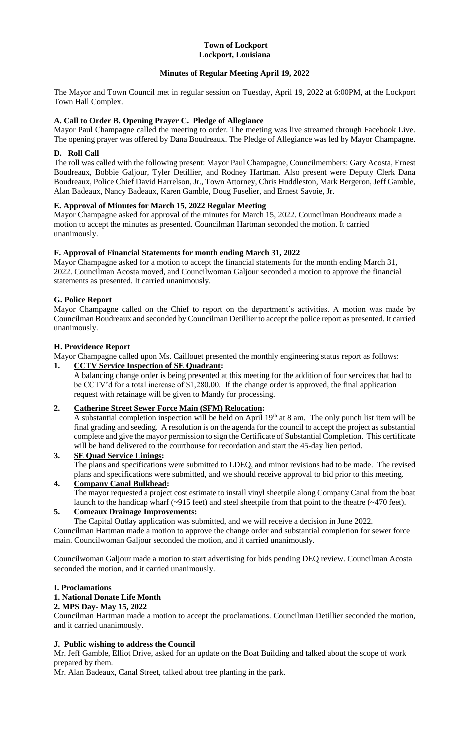**Town of Lockport**
**Lockport, Louisiana**

**Minutes of Regular Meeting April 19, 2022**

The Mayor and Town Council met in regular session on Tuesday, April 19, 2022 at 6:00PM, at the Lockport Town Hall Complex.

### A. Call to Order B. Opening Prayer C. Pledge of Allegiance

Mayor Paul Champagne called the meeting to order. The meeting was live streamed through Facebook Live. The opening prayer was offered by Dana Boudreaux. The Pledge of Allegiance was led by Mayor Champagne.

### D. Roll Call

The roll was called with the following present: Mayor Paul Champagne, Councilmembers: Gary Acosta, Ernest Boudreaux, Bobbie Galjour, Tyler Detillier, and Rodney Hartman. Also present were Deputy Clerk Dana Boudreaux, Police Chief David Harrelson, Jr., Town Attorney, Chris Huddleston, Mark Bergeron, Jeff Gamble, Alan Badeaux, Nancy Badeaux, Karen Gamble, Doug Fuselier, and Ernest Savoie, Jr.

### E. Approval of Minutes for March 15, 2022 Regular Meeting

Mayor Champagne asked for approval of the minutes for March 15, 2022. Councilman Boudreaux made a motion to accept the minutes as presented. Councilman Hartman seconded the motion. It carried unanimously.

### F. Approval of Financial Statements for month ending March 31, 2022

Mayor Champagne asked for a motion to accept the financial statements for the month ending March 31, 2022. Councilman Acosta moved, and Councilwoman Galjour seconded a motion to approve the financial statements as presented. It carried unanimously.

### G. Police Report

Mayor Champagne called on the Chief to report on the department's activities. A motion was made by Councilman Boudreaux and seconded by Councilman Detillier to accept the police report as presented. It carried unanimously.

### H. Providence Report

Mayor Champagne called upon Ms. Caillouet presented the monthly engineering status report as follows:

1. **CCTV Service Inspection of SE Quadrant:**
   A balancing change order is being presented at this meeting for the addition of four services that had to be CCTV'd for a total increase of $1,280.00. If the change order is approved, the final application request with retainage will be given to Mandy for processing.

2. **Catherine Street Sewer Force Main (SFM) Relocation:**
   A substantial completion inspection will be held on April 19th at 8 am. The only punch list item will be final grading and seeding. A resolution is on the agenda for the council to accept the project as substantial complete and give the mayor permission to sign the Certificate of Substantial Completion. This certificate will be hand delivered to the courthouse for recordation and start the 45-day lien period.

3. **SE Quad Service Linings:**
   The plans and specifications were submitted to LDEQ, and minor revisions had to be made. The revised plans and specifications were submitted, and we should receive approval to bid prior to this meeting.

4. **Company Canal Bulkhead:**
   The mayor requested a project cost estimate to install vinyl sheetpile along Company Canal from the boat launch to the handicap wharf (~915 feet) and steel sheetpile from that point to the theatre (~470 feet).

5. **Comeaux Drainage Improvements:**
   The Capital Outlay application was submitted, and we will receive a decision in June 2022.

Councilman Hartman made a motion to approve the change order and substantial completion for sewer force main. Councilwoman Galjour seconded the motion, and it carried unanimously.

Councilwoman Galjour made a motion to start advertising for bids pending DEQ review. Councilman Acosta seconded the motion, and it carried unanimously.

### I. Proclamations

**1. National Donate Life Month**

**2. MPS Day- May 15, 2022**

Councilman Hartman made a motion to accept the proclamations. Councilman Detillier seconded the motion, and it carried unanimously.

### J. Public wishing to address the Council

Mr. Jeff Gamble, Elliot Drive, asked for an update on the Boat Building and talked about the scope of work prepared by them.

Mr. Alan Badeaux, Canal Street, talked about tree planting in the park.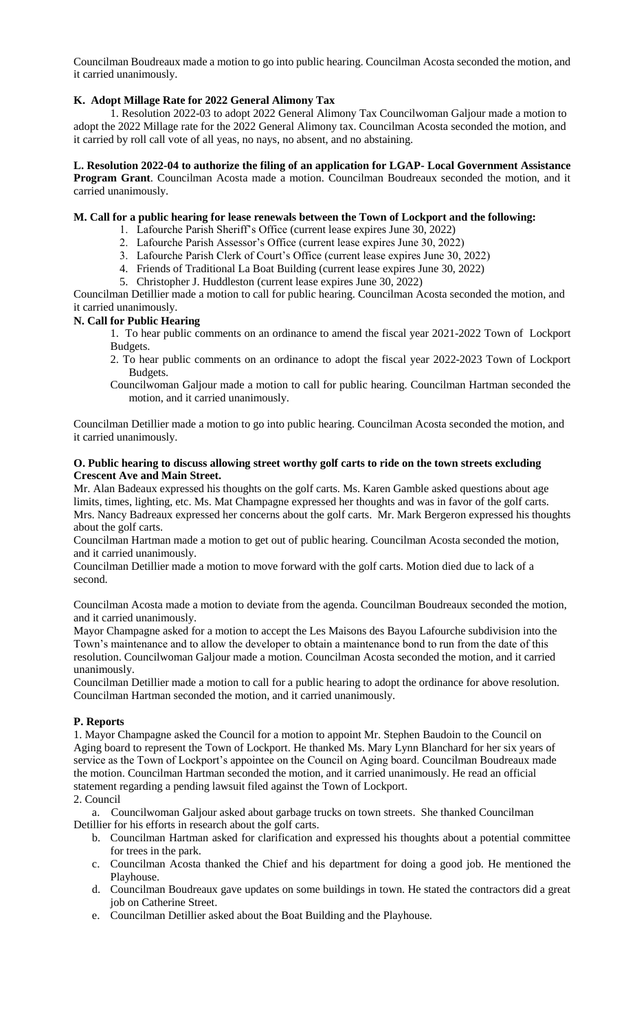Councilman Boudreaux made a motion to go into public hearing. Councilman Acosta seconded the motion, and it carried unanimously.

**K. Adopt Millage Rate for 2022 General Alimony Tax**

1. Resolution 2022-03 to adopt 2022 General Alimony Tax Councilwoman Galjour made a motion to adopt the 2022 Millage rate for the 2022 General Alimony tax. Councilman Acosta seconded the motion, and it carried by roll call vote of all yeas, no nays, no absent, and no abstaining.

**L. Resolution 2022-04 to authorize the filing of an application for LGAP- Local Government Assistance Program Grant**. Councilman Acosta made a motion. Councilman Boudreaux seconded the motion, and it carried unanimously.

**M. Call for a public hearing for lease renewals between the Town of Lockport and the following:**

1. Lafourche Parish Sheriff's Office (current lease expires June 30, 2022)
2. Lafourche Parish Assessor's Office (current lease expires June 30, 2022)
3. Lafourche Parish Clerk of Court's Office (current lease expires June 30, 2022)
4. Friends of Traditional La Boat Building (current lease expires June 30, 2022)
5. Christopher J. Huddleston (current lease expires June 30, 2022)

Councilman Detillier made a motion to call for public hearing. Councilman Acosta seconded the motion, and it carried unanimously.

**N. Call for Public Hearing**

1. To hear public comments on an ordinance to amend the fiscal year 2021-2022 Town of Lockport Budgets.
2. To hear public comments on an ordinance to adopt the fiscal year 2022-2023 Town of Lockport Budgets.

Councilwoman Galjour made a motion to call for public hearing. Councilman Hartman seconded the motion, and it carried unanimously.

Councilman Detillier made a motion to go into public hearing. Councilman Acosta seconded the motion, and it carried unanimously.

**O. Public hearing to discuss allowing street worthy golf carts to ride on the town streets excluding Crescent Ave and Main Street.**

Mr. Alan Badeaux expressed his thoughts on the golf carts. Ms. Karen Gamble asked questions about age limits, times, lighting, etc. Ms. Mat Champagne expressed her thoughts and was in favor of the golf carts. Mrs. Nancy Badreaux expressed her concerns about the golf carts. Mr. Mark Bergeron expressed his thoughts about the golf carts.

Councilman Hartman made a motion to get out of public hearing. Councilman Acosta seconded the motion, and it carried unanimously.

Councilman Detillier made a motion to move forward with the golf carts. Motion died due to lack of a second.

Councilman Acosta made a motion to deviate from the agenda. Councilman Boudreaux seconded the motion, and it carried unanimously.

Mayor Champagne asked for a motion to accept the Les Maisons des Bayou Lafourche subdivision into the Town's maintenance and to allow the developer to obtain a maintenance bond to run from the date of this resolution. Councilwoman Galjour made a motion. Councilman Acosta seconded the motion, and it carried unanimously.

Councilman Detillier made a motion to call for a public hearing to adopt the ordinance for above resolution. Councilman Hartman seconded the motion, and it carried unanimously.

**P. Reports**

1. Mayor Champagne asked the Council for a motion to appoint Mr. Stephen Baudoin to the Council on Aging board to represent the Town of Lockport. He thanked Ms. Mary Lynn Blanchard for her six years of service as the Town of Lockport's appointee on the Council on Aging board. Councilman Boudreaux made the motion. Councilman Hartman seconded the motion, and it carried unanimously. He read an official statement regarding a pending lawsuit filed against the Town of Lockport.

2. Council

   a. Councilwoman Galjour asked about garbage trucks on town streets. She thanked Councilman Detillier for his efforts in research about the golf carts.
   b. Councilman Hartman asked for clarification and expressed his thoughts about a potential committee for trees in the park.
   c. Councilman Acosta thanked the Chief and his department for doing a good job. He mentioned the Playhouse.
   d. Councilman Boudreaux gave updates on some buildings in town. He stated the contractors did a great job on Catherine Street.
   e. Councilman Detillier asked about the Boat Building and the Playhouse.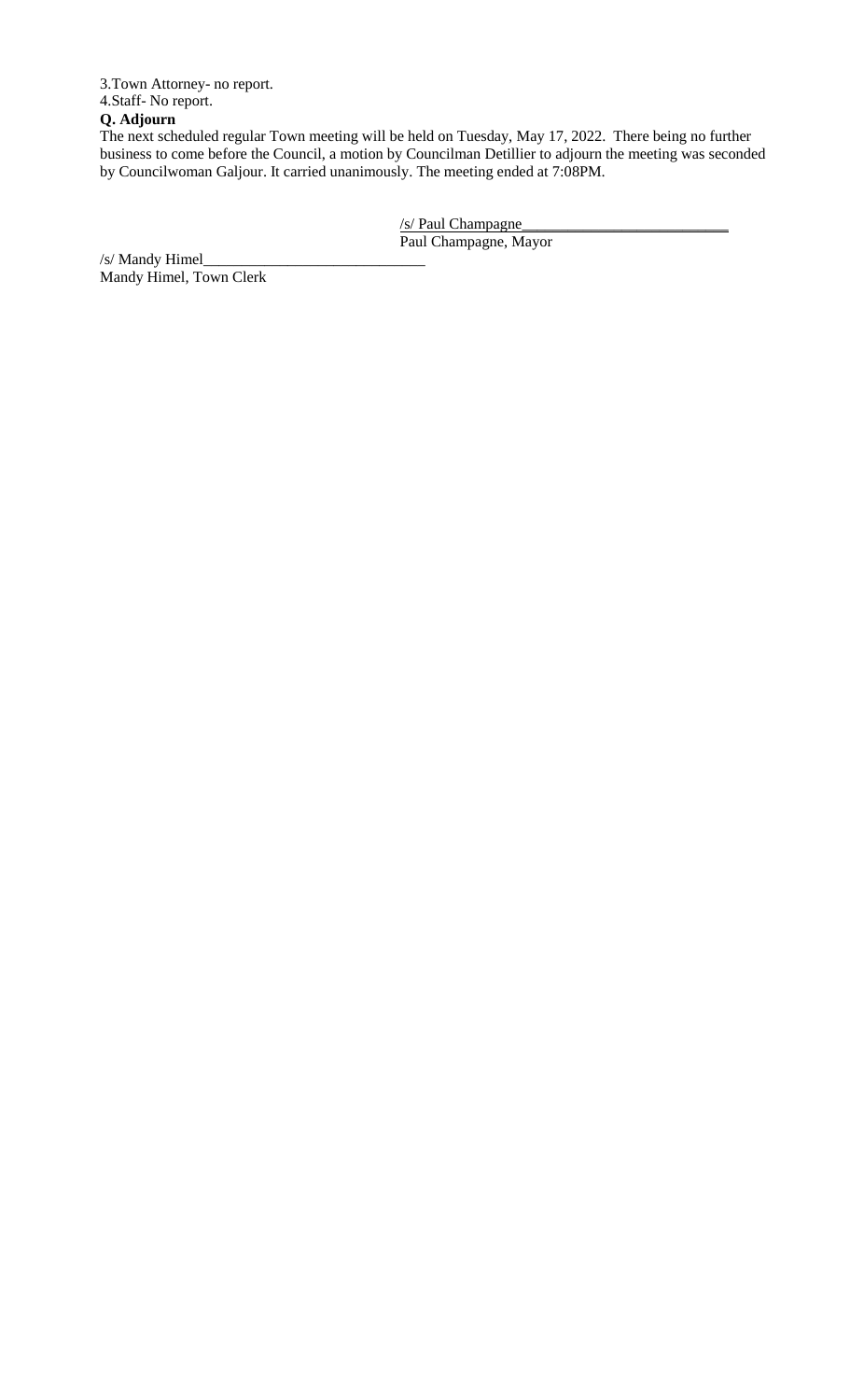3.Town Attorney- no report.
4.Staff- No report.

**Q. Adjourn**

The next scheduled regular Town meeting will be held on Tuesday, May 17, 2022. There being no further business to come before the Council, a motion by Councilman Detillier to adjourn the meeting was seconded by Councilwoman Galjour. It carried unanimously. The meeting ended at 7:08PM.

/s/ Paul Champagne___________________________
Paul Champagne, Mayor

/s/ Mandy Himel_____________________________
Mandy Himel, Town Clerk